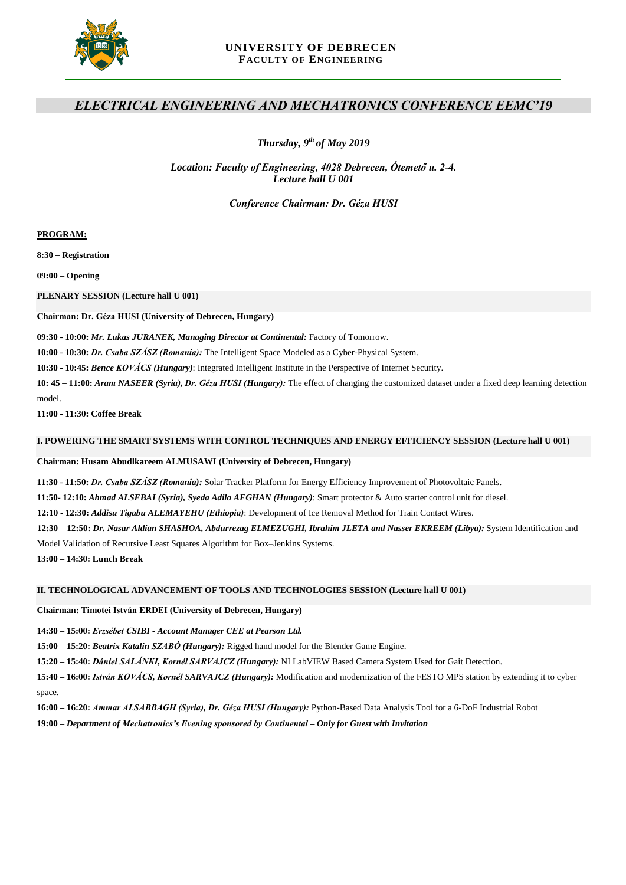**UNIVERSITY OF DEBRECEN**
**FACULTY OF ENGINEERING**

# *ELECTRICAL ENGINEERING AND MECHATRONICS CONFERENCE EEMC'19*

*Thursday, 9th of May 2019*

*Location: Faculty of Engineering, 4028 Debrecen, Ótemető u. 2-4.*
*Lecture hall U 001*

*Conference Chairman: Dr. Géza HUSI*

**PROGRAM:**

**8:30 – Registration**

**09:00 – Opening**

**PLENARY SESSION (Lecture hall U 001)**

**Chairman: Dr. Géza HUSI (University of Debrecen, Hungary)**

**09:30 - 10:00:** ***Mr. Lukas JURANEK, Managing Director at Continental:*** Factory of Tomorrow.

**10:00 - 10:30:** ***Dr. Csaba SZÁSZ (Romania):*** The Intelligent Space Modeled as a Cyber-Physical System.

**10:30 - 10:45:** ***Bence KOVÁCS (Hungary)***: Integrated Intelligent Institute in the Perspective of Internet Security.

**10: 45 – 11:00:** ***Aram NASEER (Syria), Dr. Géza HUSI (Hungary):*** The effect of changing the customized dataset under a fixed deep learning detection model.

**11:00 - 11:30: Coffee Break**

**I. POWERING THE SMART SYSTEMS WITH CONTROL TECHNIQUES AND ENERGY EFFICIENCY SESSION (Lecture hall U 001)**

**Chairman: Husam Abdulkareem ALMUSAWI (University of Debrecen, Hungary)**

**11:30 - 11:50:** ***Dr. Csaba SZÁSZ (Romania):*** Solar Tracker Platform for Energy Efficiency Improvement of Photovoltaic Panels.

**11:50- 12:10:** ***Ahmad ALSEBAI (Syria), Syeda Adila AFGHAN (Hungary)***: Smart protector & Auto starter control unit for diesel.

**12:10 - 12:30:** ***Addisu Tigabu ALEMAYEHU (Ethiopia)***: Development of Ice Removal Method for Train Contact Wires.

**12:30 – 12:50:** ***Dr. Nasar Aldian SHASHOA, Abdurrezag ELMEZUGHI, Ibrahim JLETA and Nasser EKREEM (Libya):*** System Identification and Model Validation of Recursive Least Squares Algorithm for Box–Jenkins Systems.

**13:00 – 14:30: Lunch Break**

**II. TECHNOLOGICAL ADVANCEMENT OF TOOLS AND TECHNOLOGIES SESSION (Lecture hall U 001)**

**Chairman: Timotei István ERDEI (University of Debrecen, Hungary)**

**14:30 – 15:00:** ***Erzsébet CSIBI - Account Manager CEE at Pearson Ltd.***

**15:00 – 15:20:** ***Beatrix Katalin SZABÓ (Hungary):*** Rigged hand model for the Blender Game Engine.

**15:20 – 15:40:** ***Dániel SALÁNKI, Kornél SARVAJCZ (Hungary):*** NI LabVIEW Based Camera System Used for Gait Detection.

**15:40 – 16:00:** ***István KOVÁCS, Kornél SARVAJCZ (Hungary):*** Modification and modernization of the FESTO MPS station by extending it to cyber space.

**16:00 – 16:20:** ***Ammar ALSABBAGH (Syria), Dr. Géza HUSI (Hungary):*** Python-Based Data Analysis Tool for a 6-DoF Industrial Robot

**19:00 –** ***Department of Mechatronics's Evening sponsored by Continental – Only for Guest with Invitation***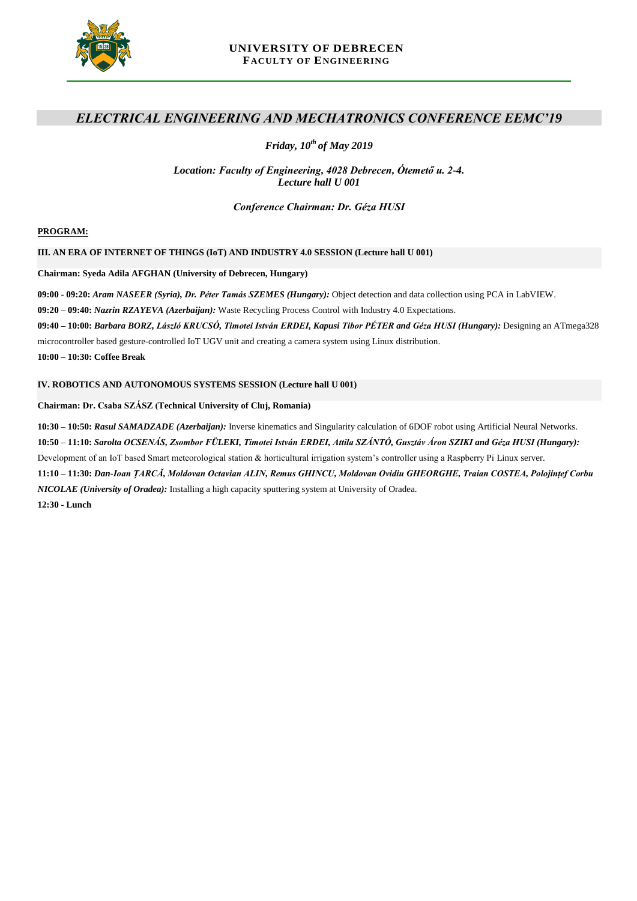**UNIVERSITY OF DEBRECEN**
**FACULTY OF ENGINEERING**

# *ELECTRICAL ENGINEERING AND MECHATRONICS CONFERENCE EEMC'19*

***Friday, 10th of May 2019***

***Location: Faculty of Engineering, 4028 Debrecen, Ótemető u. 2-4.***
***Lecture hall U 001***

***Conference Chairman: Dr. Géza HUSI***

**PROGRAM:**

## III. AN ERA OF INTERNET OF THINGS (IoT) AND INDUSTRY 4.0 SESSION (Lecture hall U 001)

**Chairman: Syeda Adila AFGHAN (University of Debrecen, Hungary)**

**09:00 - 09:20:** ***Aram NASEER (Syria), Dr. Péter Tamás SZEMES (Hungary):*** Object detection and data collection using PCA in LabVIEW.

**09:20 – 09:40:** ***Nazrin RZAYEVA (Azerbaijan):*** Waste Recycling Process Control with Industry 4.0 Expectations.

**09:40 – 10:00:** ***Barbara BORZ, László KRUCSÓ, Timotei István ERDEI, Kapusi Tibor PÉTER and Géza HUSI (Hungary):*** Designing an ATmega328 microcontroller based gesture-controlled IoT UGV unit and creating a camera system using Linux distribution.

**10:00 – 10:30: Coffee Break**

## IV. ROBOTICS AND AUTONOMOUS SYSTEMS SESSION (Lecture hall U 001)

**Chairman: Dr. Csaba SZÁSZ (Technical University of Cluj, Romania)**

**10:30 – 10:50:** ***Rasul SAMADZADE (Azerbaijan):*** Inverse kinematics and Singularity calculation of 6DOF robot using Artificial Neural Networks.

**10:50 – 11:10:** ***Sarolta OCSENÁS, Zsombor FÜLEKI, Timotei István ERDEI, Attila SZÁNTÓ, Gusztáv Áron SZIKI and Géza HUSI (Hungary):*** Development of an IoT based Smart meteorological station & horticultural irrigation system's controller using a Raspberry Pi Linux server.

**11:10 – 11:30:** ***Dan-Ioan ȚARCĂ, Moldovan Octavian ALIN, Remus GHINCU, Moldovan Ovidiu GHEORGHE, Traian COSTEA, Polojințef Corbu NICOLAE (University of Oradea):*** Installing a high capacity sputtering system at University of Oradea.

**12:30 - Lunch**